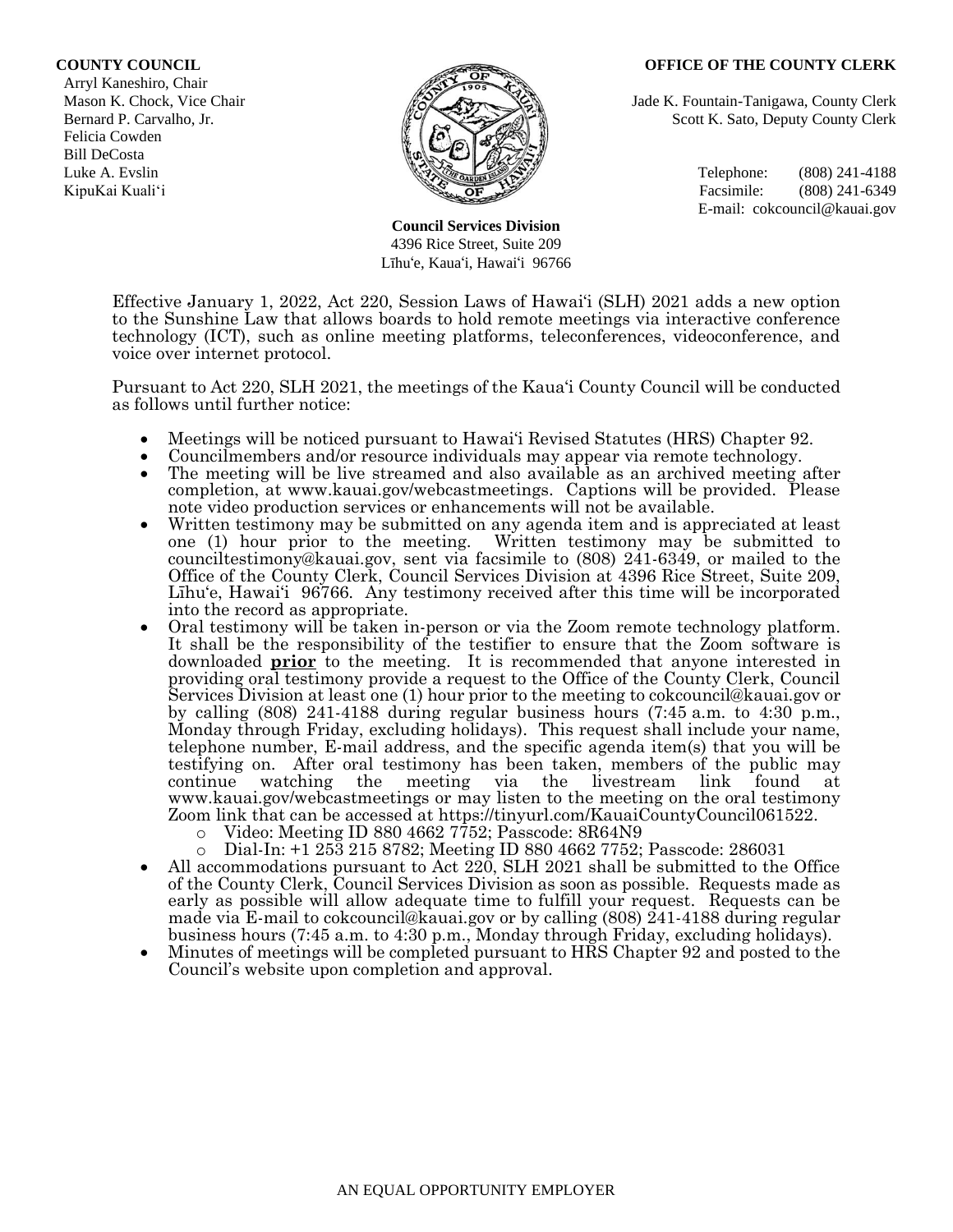**COUNTY COUNCIL**
Arryl Kaneshiro, Chair
Mason K. Chock, Vice Chair
Bernard P. Carvalho, Jr.
Felicia Cowden
Bill DeCosta
Luke A. Evslin
KipuKai Kuali'i

**OFFICE OF THE COUNTY CLERK**
Jade K. Fountain-Tanigawa, County Clerk
Scott K. Sato, Deputy County Clerk

Telephone: (808) 241-4188
Facsimile: (808) 241-6349
E-mail: cokcouncil@kauai.gov

**Council Services Division**
4396 Rice Street, Suite 209
Līhu'e, Kaua'i, Hawai'i 96766

Effective January 1, 2022, Act 220, Session Laws of Hawai'i (SLH) 2021 adds a new option to the Sunshine Law that allows boards to hold remote meetings via interactive conference technology (ICT), such as online meeting platforms, teleconferences, videoconference, and voice over internet protocol.

Pursuant to Act 220, SLH 2021, the meetings of the Kaua'i County Council will be conducted as follows until further notice:

- Meetings will be noticed pursuant to Hawai'i Revised Statutes (HRS) Chapter 92.
- Councilmembers and/or resource individuals may appear via remote technology.
- The meeting will be live streamed and also available as an archived meeting after completion, at www.kauai.gov/webcastmeetings. Captions will be provided. Please note video production services or enhancements will not be available.
- Written testimony may be submitted on any agenda item and is appreciated at least one (1) hour prior to the meeting. Written testimony may be submitted to counciltestimony@kauai.gov, sent via facsimile to (808) 241-6349, or mailed to the Office of the County Clerk, Council Services Division at 4396 Rice Street, Suite 209, Līhu'e, Hawai'i 96766. Any testimony received after this time will be incorporated into the record as appropriate.
- Oral testimony will be taken in-person or via the Zoom remote technology platform. It shall be the responsibility of the testifier to ensure that the Zoom software is downloaded **prior** to the meeting. It is recommended that anyone interested in providing oral testimony provide a request to the Office of the County Clerk, Council Services Division at least one (1) hour prior to the meeting to cokcouncil@kauai.gov or by calling (808) 241-4188 during regular business hours (7:45 a.m. to 4:30 p.m., Monday through Friday, excluding holidays). This request shall include your name, telephone number, E-mail address, and the specific agenda item(s) that you will be testifying on. After oral testimony has been taken, members of the public may continue watching the meeting via the livestream link found at www.kauai.gov/webcastmeetings or may listen to the meeting on the oral testimony Zoom link that can be accessed at https://tinyurl.com/KauaiCountyCouncil061522.
  - Video: Meeting ID 880 4662 7752; Passcode: 8R64N9
  - Dial-In: +1 253 215 8782; Meeting ID 880 4662 7752; Passcode: 286031
- All accommodations pursuant to Act 220, SLH 2021 shall be submitted to the Office of the County Clerk, Council Services Division as soon as possible. Requests made as early as possible will allow adequate time to fulfill your request. Requests can be made via E-mail to cokcouncil@kauai.gov or by calling (808) 241-4188 during regular business hours (7:45 a.m. to 4:30 p.m., Monday through Friday, excluding holidays).
- Minutes of meetings will be completed pursuant to HRS Chapter 92 and posted to the Council's website upon completion and approval.

AN EQUAL OPPORTUNITY EMPLOYER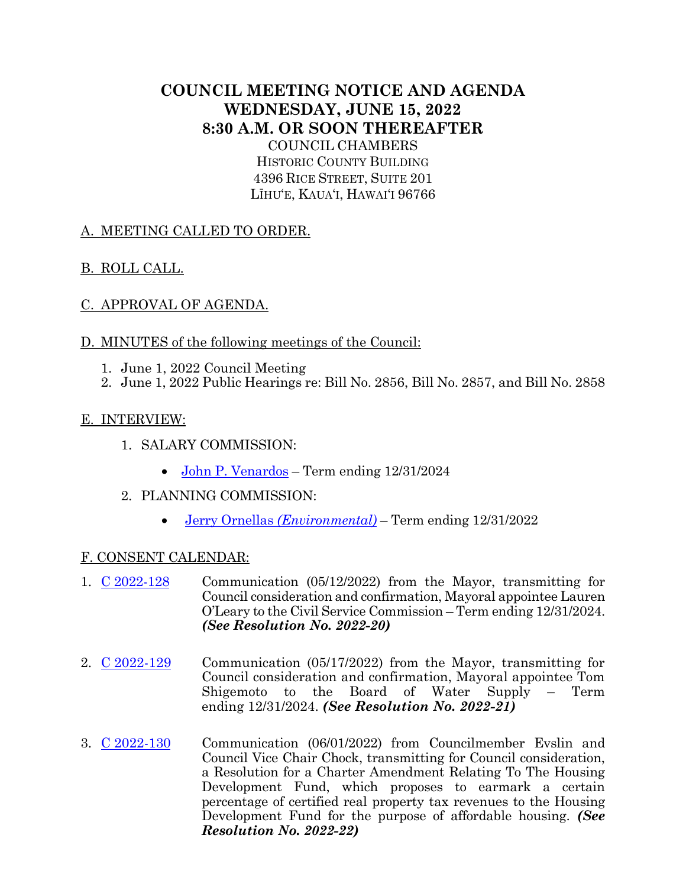# COUNCIL MEETING NOTICE AND AGENDA
# WEDNESDAY, JUNE 15, 2022
# 8:30 A.M. OR SOON THEREAFTER

COUNCIL CHAMBERS
HISTORIC COUNTY BUILDING
4396 RICE STREET, SUITE 201
LĪHUʻE, KAUAʻI, HAWAIʻI 96766

## A. MEETING CALLED TO ORDER.

## B. ROLL CALL.

## C. APPROVAL OF AGENDA.

## D. MINUTES of the following meetings of the Council:

1. June 1, 2022 Council Meeting
2. June 1, 2022 Public Hearings re: Bill No. 2856, Bill No. 2857, and Bill No. 2858

## E. INTERVIEW:

1. SALARY COMMISSION:
   - John P. Venardos – Term ending 12/31/2024
2. PLANNING COMMISSION:
   - Jerry Ornellas *(Environmental)* – Term ending 12/31/2022

## F. CONSENT CALENDAR:

1. C 2022-128 Communication (05/12/2022) from the Mayor, transmitting for Council consideration and confirmation, Mayoral appointee Lauren O'Leary to the Civil Service Commission – Term ending 12/31/2024. ***(See Resolution No. 2022-20)***

2. C 2022-129 Communication (05/17/2022) from the Mayor, transmitting for Council consideration and confirmation, Mayoral appointee Tom Shigemoto to the Board of Water Supply – Term ending 12/31/2024. ***(See Resolution No. 2022-21)***

3. C 2022-130 Communication (06/01/2022) from Councilmember Evslin and Council Vice Chair Chock, transmitting for Council consideration, a Resolution for a Charter Amendment Relating To The Housing Development Fund, which proposes to earmark a certain percentage of certified real property tax revenues to the Housing Development Fund for the purpose of affordable housing. ***(See Resolution No. 2022-22)***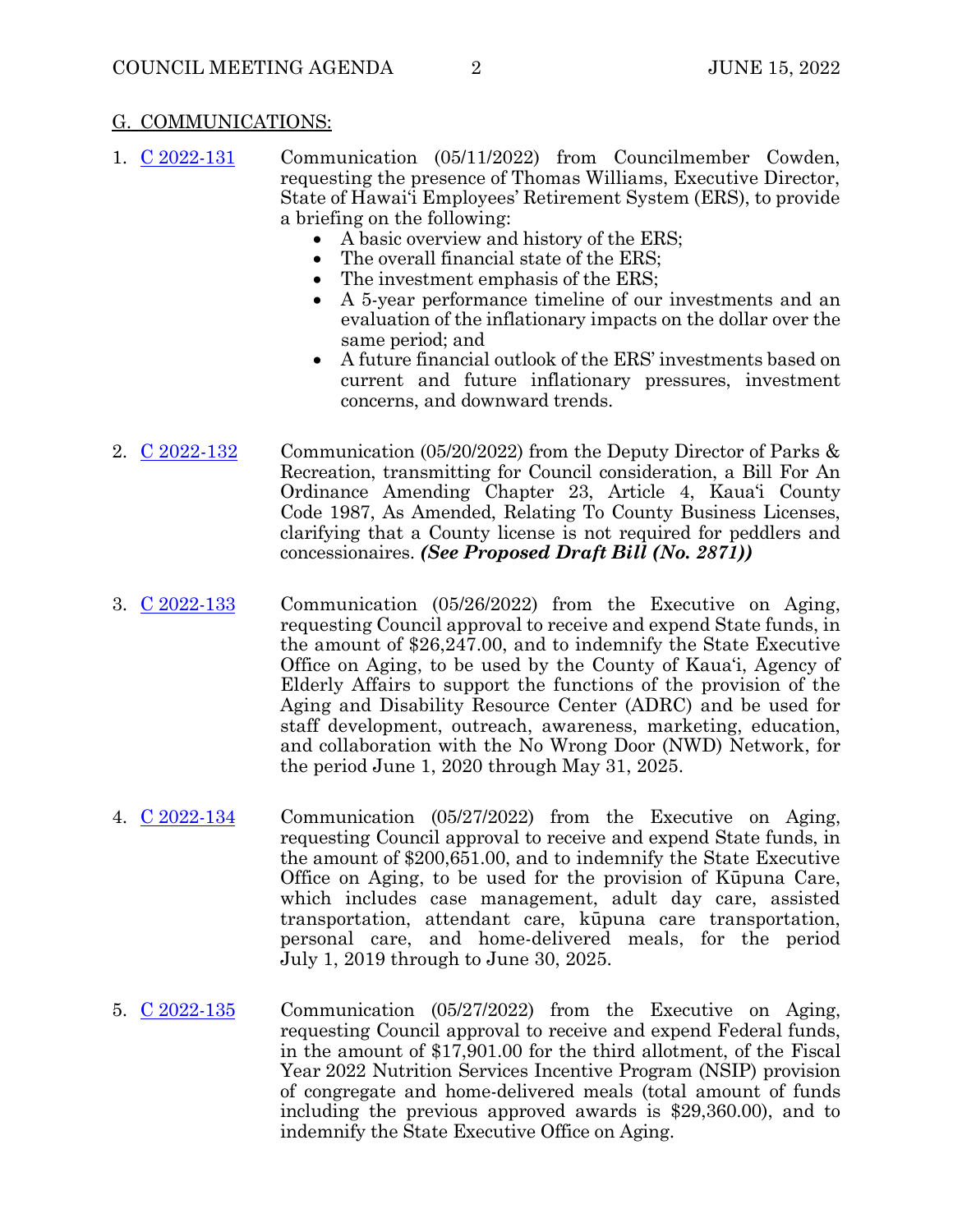## G. COMMUNICATIONS:

1. [C 2022-131](#) Communication (05/11/2022) from Councilmember Cowden, requesting the presence of Thomas Williams, Executive Director, State of Hawai'i Employees' Retirement System (ERS), to provide a briefing on the following:
   - A basic overview and history of the ERS;
   - The overall financial state of the ERS;
   - The investment emphasis of the ERS;
   - A 5-year performance timeline of our investments and an evaluation of the inflationary impacts on the dollar over the same period; and
   - A future financial outlook of the ERS' investments based on current and future inflationary pressures, investment concerns, and downward trends.

2. [C 2022-132](#) Communication (05/20/2022) from the Deputy Director of Parks & Recreation, transmitting for Council consideration, a Bill For An Ordinance Amending Chapter 23, Article 4, Kaua'i County Code 1987, As Amended, Relating To County Business Licenses, clarifying that a County license is not required for peddlers and concessionaires. ***(See Proposed Draft Bill (No. 2871))***

3. [C 2022-133](#) Communication (05/26/2022) from the Executive on Aging, requesting Council approval to receive and expend State funds, in the amount of $26,247.00, and to indemnify the State Executive Office on Aging, to be used by the County of Kaua'i, Agency of Elderly Affairs to support the functions of the provision of the Aging and Disability Resource Center (ADRC) and be used for staff development, outreach, awareness, marketing, education, and collaboration with the No Wrong Door (NWD) Network, for the period June 1, 2020 through May 31, 2025.

4. [C 2022-134](#) Communication (05/27/2022) from the Executive on Aging, requesting Council approval to receive and expend State funds, in the amount of $200,651.00, and to indemnify the State Executive Office on Aging, to be used for the provision of Kūpuna Care, which includes case management, adult day care, assisted transportation, attendant care, kūpuna care transportation, personal care, and home-delivered meals, for the period July 1, 2019 through to June 30, 2025.

5. [C 2022-135](#) Communication (05/27/2022) from the Executive on Aging, requesting Council approval to receive and expend Federal funds, in the amount of $17,901.00 for the third allotment, of the Fiscal Year 2022 Nutrition Services Incentive Program (NSIP) provision of congregate and home-delivered meals (total amount of funds including the previous approved awards is $29,360.00), and to indemnify the State Executive Office on Aging.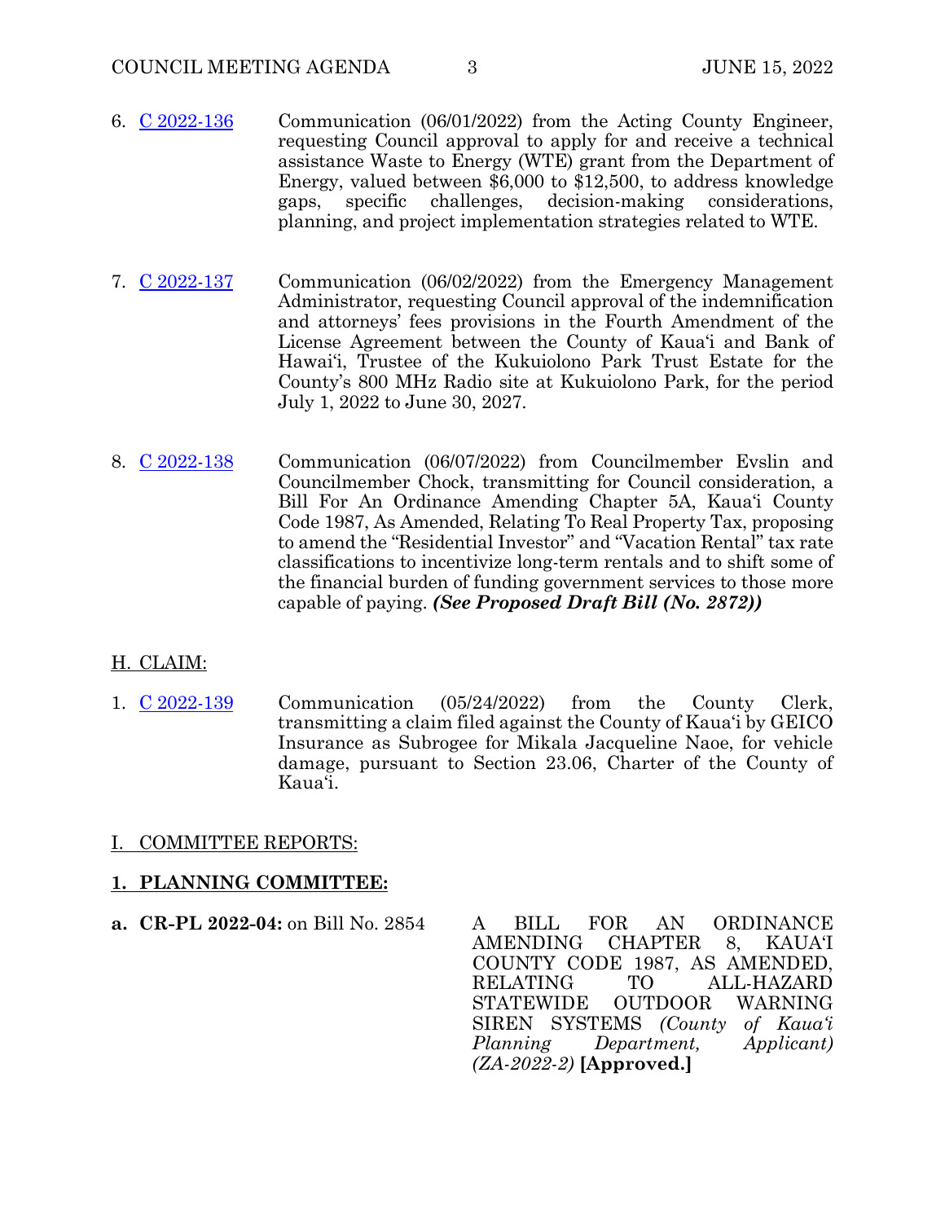6. [C 2022-136] Communication (06/01/2022) from the Acting County Engineer, requesting Council approval to apply for and receive a technical assistance Waste to Energy (WTE) grant from the Department of Energy, valued between $6,000 to $12,500, to address knowledge gaps, specific challenges, decision-making considerations, planning, and project implementation strategies related to WTE.

7. [C 2022-137] Communication (06/02/2022) from the Emergency Management Administrator, requesting Council approval of the indemnification and attorneys' fees provisions in the Fourth Amendment of the License Agreement between the County of Kaua'i and Bank of Hawai'i, Trustee of the Kukuiolono Park Trust Estate for the County's 800 MHz Radio site at Kukuiolono Park, for the period July 1, 2022 to June 30, 2027.

8. [C 2022-138] Communication (06/07/2022) from Councilmember Evslin and Councilmember Chock, transmitting for Council consideration, a Bill For An Ordinance Amending Chapter 5A, Kaua'i County Code 1987, As Amended, Relating To Real Property Tax, proposing to amend the "Residential Investor" and "Vacation Rental" tax rate classifications to incentivize long-term rentals and to shift some of the financial burden of funding government services to those more capable of paying. ***(See Proposed Draft Bill (No. 2872))***

H. CLAIM:

1. [C 2022-139] Communication (05/24/2022) from the County Clerk, transmitting a claim filed against the County of Kaua'i by GEICO Insurance as Subrogee for Mikala Jacqueline Naoe, for vehicle damage, pursuant to Section 23.06, Charter of the County of Kaua'i.

I. COMMITTEE REPORTS:

**1. PLANNING COMMITTEE:**

**a. CR-PL 2022-04:** on Bill No. 2854 — A BILL FOR AN ORDINANCE AMENDING CHAPTER 8, KAUA'I COUNTY CODE 1987, AS AMENDED, RELATING TO ALL-HAZARD STATEWIDE OUTDOOR WARNING SIREN SYSTEMS *(County of Kaua'i Planning Department, Applicant) (ZA-2022-2)* **[Approved.]**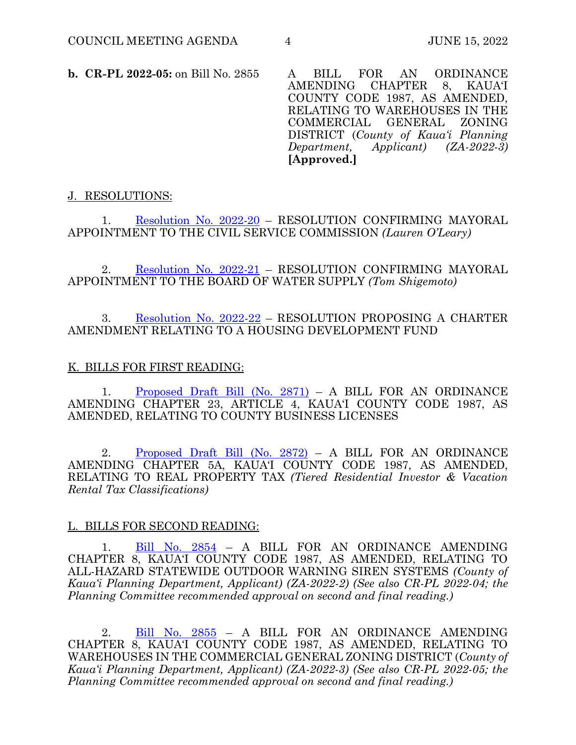**b. CR-PL 2022-05:** on Bill No. 2855 A BILL FOR AN ORDINANCE AMENDING CHAPTER 8, KAUAʻI COUNTY CODE 1987, AS AMENDED, RELATING TO WAREHOUSES IN THE COMMERCIAL GENERAL ZONING DISTRICT (*County of Kauaʻi Planning Department, Applicant) (ZA-2022-3)* **[Approved.]**

J. RESOLUTIONS:

1. Resolution No. 2022-20 – RESOLUTION CONFIRMING MAYORAL APPOINTMENT TO THE CIVIL SERVICE COMMISSION *(Lauren O'Leary)*

2. Resolution No. 2022-21 – RESOLUTION CONFIRMING MAYORAL APPOINTMENT TO THE BOARD OF WATER SUPPLY *(Tom Shigemoto)*

3. Resolution No. 2022-22 – RESOLUTION PROPOSING A CHARTER AMENDMENT RELATING TO A HOUSING DEVELOPMENT FUND

K. BILLS FOR FIRST READING:

1. Proposed Draft Bill (No. 2871) – A BILL FOR AN ORDINANCE AMENDING CHAPTER 23, ARTICLE 4, KAUAʻI COUNTY CODE 1987, AS AMENDED, RELATING TO COUNTY BUSINESS LICENSES

2. Proposed Draft Bill (No. 2872) – A BILL FOR AN ORDINANCE AMENDING CHAPTER 5A, KAUAʻI COUNTY CODE 1987, AS AMENDED, RELATING TO REAL PROPERTY TAX *(Tiered Residential Investor & Vacation Rental Tax Classifications)*

L. BILLS FOR SECOND READING:

1. Bill No. 2854 – A BILL FOR AN ORDINANCE AMENDING CHAPTER 8, KAUAʻI COUNTY CODE 1987, AS AMENDED, RELATING TO ALL-HAZARD STATEWIDE OUTDOOR WARNING SIREN SYSTEMS *(County of Kauaʻi Planning Department, Applicant) (ZA-2022-2) (See also CR-PL 2022-04; the Planning Committee recommended approval on second and final reading.)*

2. Bill No. 2855 – A BILL FOR AN ORDINANCE AMENDING CHAPTER 8, KAUAʻI COUNTY CODE 1987, AS AMENDED, RELATING TO WAREHOUSES IN THE COMMERCIAL GENERAL ZONING DISTRICT (*County of Kauaʻi Planning Department, Applicant) (ZA-2022-3) (See also CR-PL 2022-05; the Planning Committee recommended approval on second and final reading.)*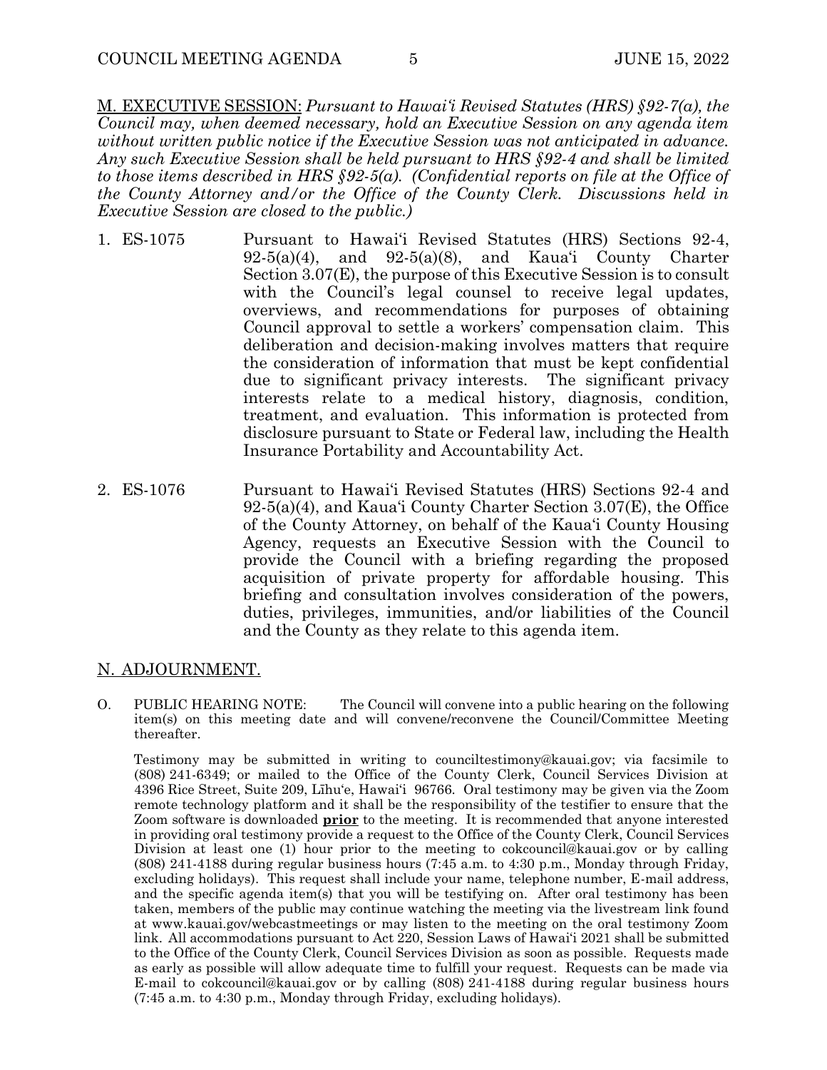<u>M. EXECUTIVE SESSION:</u> *Pursuant to Hawai'i Revised Statutes (HRS) §92-7(a), the Council may, when deemed necessary, hold an Executive Session on any agenda item without written public notice if the Executive Session was not anticipated in advance. Any such Executive Session shall be held pursuant to HRS §92-4 and shall be limited to those items described in HRS §92-5(a). (Confidential reports on file at the Office of the County Attorney and/or the Office of the County Clerk. Discussions held in Executive Session are closed to the public.)*

1. ES-1075 Pursuant to Hawai'i Revised Statutes (HRS) Sections 92-4, 92-5(a)(4), and 92-5(a)(8), and Kaua'i County Charter Section 3.07(E), the purpose of this Executive Session is to consult with the Council's legal counsel to receive legal updates, overviews, and recommendations for purposes of obtaining Council approval to settle a workers' compensation claim. This deliberation and decision-making involves matters that require the consideration of information that must be kept confidential due to significant privacy interests. The significant privacy interests relate to a medical history, diagnosis, condition, treatment, and evaluation. This information is protected from disclosure pursuant to State or Federal law, including the Health Insurance Portability and Accountability Act.

2. ES-1076 Pursuant to Hawai'i Revised Statutes (HRS) Sections 92-4 and 92-5(a)(4), and Kaua'i County Charter Section 3.07(E), the Office of the County Attorney, on behalf of the Kaua'i County Housing Agency, requests an Executive Session with the Council to provide the Council with a briefing regarding the proposed acquisition of private property for affordable housing. This briefing and consultation involves consideration of the powers, duties, privileges, immunities, and/or liabilities of the Council and the County as they relate to this agenda item.

<u>N. ADJOURNMENT.</u>

O. PUBLIC HEARING NOTE: The Council will convene into a public hearing on the following item(s) on this meeting date and will convene/reconvene the Council/Committee Meeting thereafter.

Testimony may be submitted in writing to counciltestimony@kauai.gov; via facsimile to (808) 241-6349; or mailed to the Office of the County Clerk, Council Services Division at 4396 Rice Street, Suite 209, Līhu'e, Hawai'i 96766. Oral testimony may be given via the Zoom remote technology platform and it shall be the responsibility of the testifier to ensure that the Zoom software is downloaded <u>**prior**</u> to the meeting. It is recommended that anyone interested in providing oral testimony provide a request to the Office of the County Clerk, Council Services Division at least one (1) hour prior to the meeting to cokcouncil@kauai.gov or by calling (808) 241-4188 during regular business hours (7:45 a.m. to 4:30 p.m., Monday through Friday, excluding holidays). This request shall include your name, telephone number, E-mail address, and the specific agenda item(s) that you will be testifying on. After oral testimony has been taken, members of the public may continue watching the meeting via the livestream link found at www.kauai.gov/webcastmeetings or may listen to the meeting on the oral testimony Zoom link. All accommodations pursuant to Act 220, Session Laws of Hawai'i 2021 shall be submitted to the Office of the County Clerk, Council Services Division as soon as possible. Requests made as early as possible will allow adequate time to fulfill your request. Requests can be made via E-mail to cokcouncil@kauai.gov or by calling (808) 241-4188 during regular business hours (7:45 a.m. to 4:30 p.m., Monday through Friday, excluding holidays).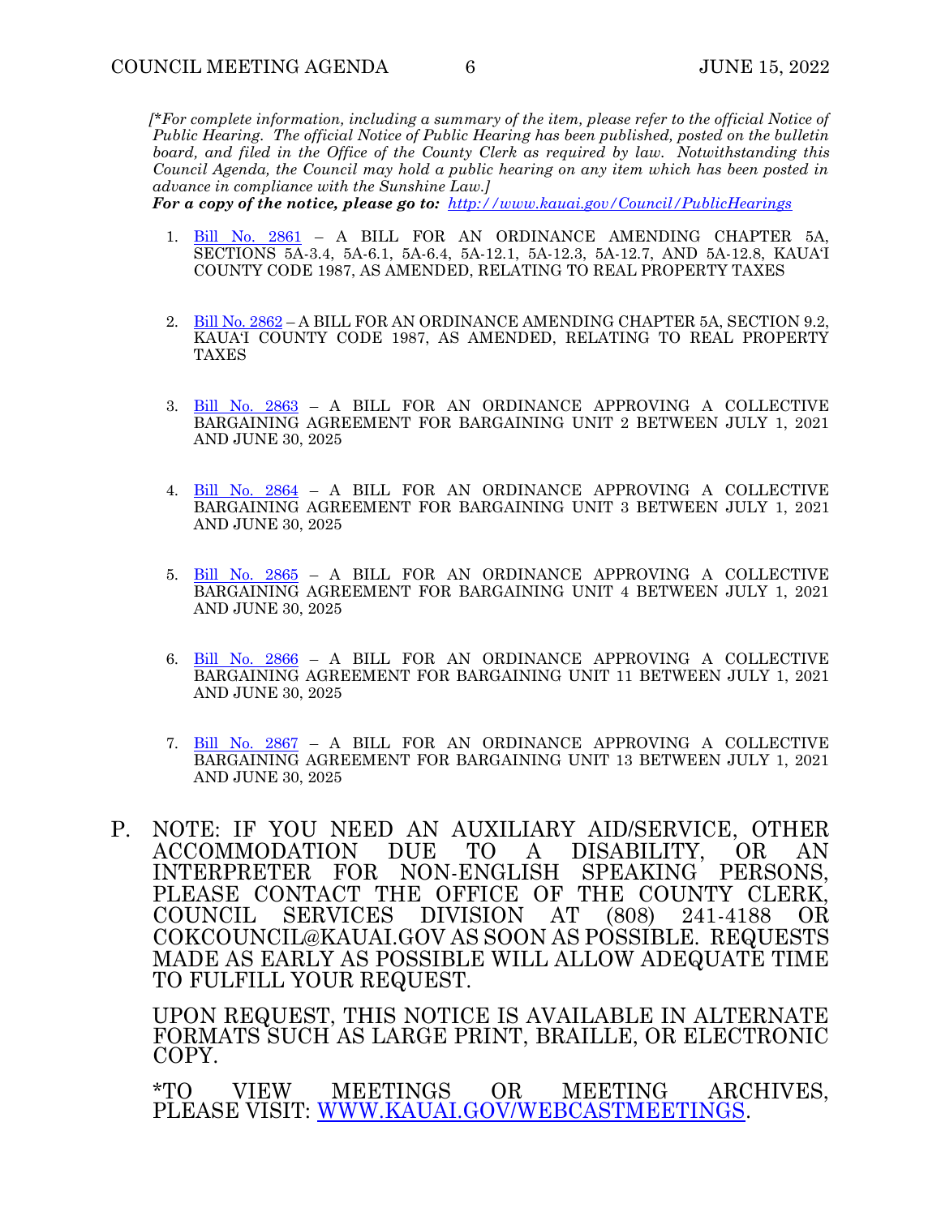*[*For complete information, including a summary of the item, please refer to the official Notice of Public Hearing. The official Notice of Public Hearing has been published, posted on the bulletin board, and filed in the Office of the County Clerk as required by law. Notwithstanding this Council Agenda, the Council may hold a public hearing on any item which has been posted in advance in compliance with the Sunshine Law.]*
***For a copy of the notice, please go to:** http://www.kauai.gov/Council/PublicHearings*

1. Bill No. 2861 – A BILL FOR AN ORDINANCE AMENDING CHAPTER 5A, SECTIONS 5A-3.4, 5A-6.1, 5A-6.4, 5A-12.1, 5A-12.3, 5A-12.7, AND 5A-12.8, KAUAʻI COUNTY CODE 1987, AS AMENDED, RELATING TO REAL PROPERTY TAXES

2. Bill No. 2862 – A BILL FOR AN ORDINANCE AMENDING CHAPTER 5A, SECTION 9.2, KAUAʻI COUNTY CODE 1987, AS AMENDED, RELATING TO REAL PROPERTY TAXES

3. Bill No. 2863 – A BILL FOR AN ORDINANCE APPROVING A COLLECTIVE BARGAINING AGREEMENT FOR BARGAINING UNIT 2 BETWEEN JULY 1, 2021 AND JUNE 30, 2025

4. Bill No. 2864 – A BILL FOR AN ORDINANCE APPROVING A COLLECTIVE BARGAINING AGREEMENT FOR BARGAINING UNIT 3 BETWEEN JULY 1, 2021 AND JUNE 30, 2025

5. Bill No. 2865 – A BILL FOR AN ORDINANCE APPROVING A COLLECTIVE BARGAINING AGREEMENT FOR BARGAINING UNIT 4 BETWEEN JULY 1, 2021 AND JUNE 30, 2025

6. Bill No. 2866 – A BILL FOR AN ORDINANCE APPROVING A COLLECTIVE BARGAINING AGREEMENT FOR BARGAINING UNIT 11 BETWEEN JULY 1, 2021 AND JUNE 30, 2025

7. Bill No. 2867 – A BILL FOR AN ORDINANCE APPROVING A COLLECTIVE BARGAINING AGREEMENT FOR BARGAINING UNIT 13 BETWEEN JULY 1, 2021 AND JUNE 30, 2025

## P. NOTE: IF YOU NEED AN AUXILIARY AID/SERVICE, OTHER ACCOMMODATION DUE TO A DISABILITY, OR AN INTERPRETER FOR NON-ENGLISH SPEAKING PERSONS, PLEASE CONTACT THE OFFICE OF THE COUNTY CLERK, COUNCIL SERVICES DIVISION AT (808) 241-4188 OR COKCOUNCIL@KAUAI.GOV AS SOON AS POSSIBLE. REQUESTS MADE AS EARLY AS POSSIBLE WILL ALLOW ADEQUATE TIME TO FULFILL YOUR REQUEST.

UPON REQUEST, THIS NOTICE IS AVAILABLE IN ALTERNATE FORMATS SUCH AS LARGE PRINT, BRAILLE, OR ELECTRONIC COPY.

*TO VIEW MEETINGS OR MEETING ARCHIVES, PLEASE VISIT: WWW.KAUAI.GOV/WEBCASTMEETINGS.